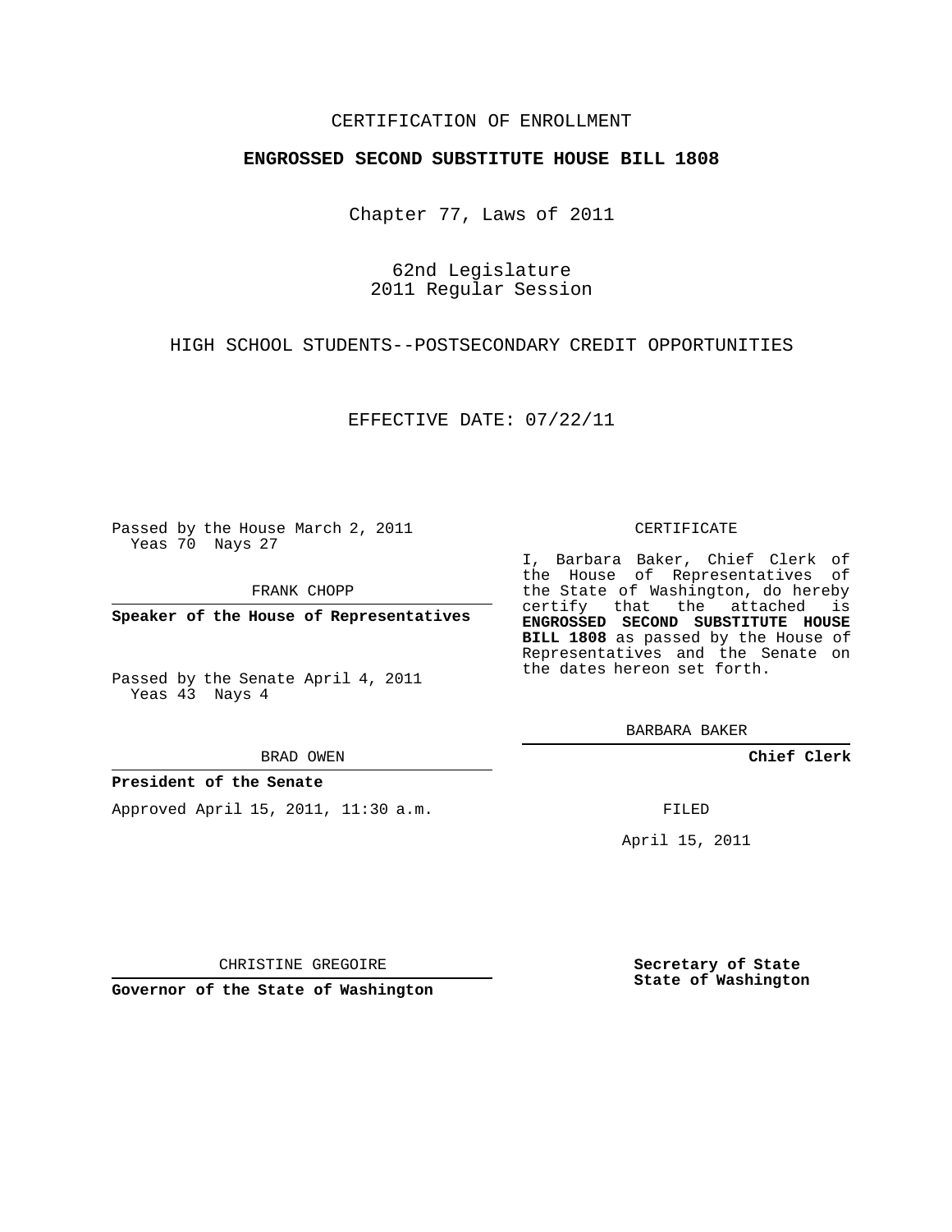CERTIFICATION OF ENROLLMENT

**ENGROSSED SECOND SUBSTITUTE HOUSE BILL 1808**

Chapter 77, Laws of 2011

62nd Legislature
2011 Regular Session

HIGH SCHOOL STUDENTS--POSTSECONDARY CREDIT OPPORTUNITIES

EFFECTIVE DATE: 07/22/11

Passed by the House March 2, 2011
Yeas 70 Nays 27

FRANK CHOPP

**Speaker of the House of Representatives**

Passed by the Senate April 4, 2011
Yeas 43 Nays 4

BRAD OWEN

**President of the Senate**

Approved April 15, 2011, 11:30 a.m.

CHRISTINE GREGOIRE

**Governor of the State of Washington**

CERTIFICATE

I, Barbara Baker, Chief Clerk of the House of Representatives of the State of Washington, do hereby certify that the attached is **ENGROSSED SECOND SUBSTITUTE HOUSE BILL 1808** as passed by the House of Representatives and the Senate on the dates hereon set forth.

BARBARA BAKER

**Chief Clerk**

FILED

April 15, 2011

**Secretary of State**
**State of Washington**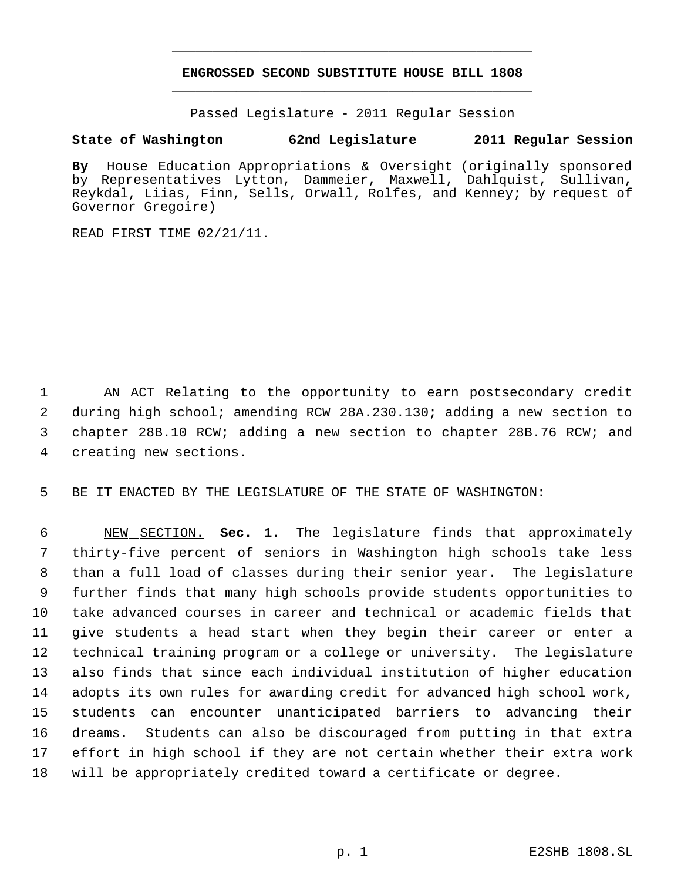# ENGROSSED SECOND SUBSTITUTE HOUSE BILL 1808

Passed Legislature - 2011 Regular Session

**State of Washington 62nd Legislature 2011 Regular Session**

**By** House Education Appropriations & Oversight (originally sponsored by Representatives Lytton, Dammeier, Maxwell, Dahlquist, Sullivan, Reykdal, Liias, Finn, Sells, Orwall, Rolfes, and Kenney; by request of Governor Gregoire)

READ FIRST TIME 02/21/11.

1 AN ACT Relating to the opportunity to earn postsecondary credit 2 during high school; amending RCW 28A.230.130; adding a new section to 3 chapter 28B.10 RCW; adding a new section to chapter 28B.76 RCW; and 4 creating new sections.

5 BE IT ENACTED BY THE LEGISLATURE OF THE STATE OF WASHINGTON:

6 NEW SECTION. **Sec. 1.** The legislature finds that approximately 7 thirty-five percent of seniors in Washington high schools take less 8 than a full load of classes during their senior year. The legislature 9 further finds that many high schools provide students opportunities to 10 take advanced courses in career and technical or academic fields that 11 give students a head start when they begin their career or enter a 12 technical training program or a college or university. The legislature 13 also finds that since each individual institution of higher education 14 adopts its own rules for awarding credit for advanced high school work, 15 students can encounter unanticipated barriers to advancing their 16 dreams. Students can also be discouraged from putting in that extra 17 effort in high school if they are not certain whether their extra work 18 will be appropriately credited toward a certificate or degree.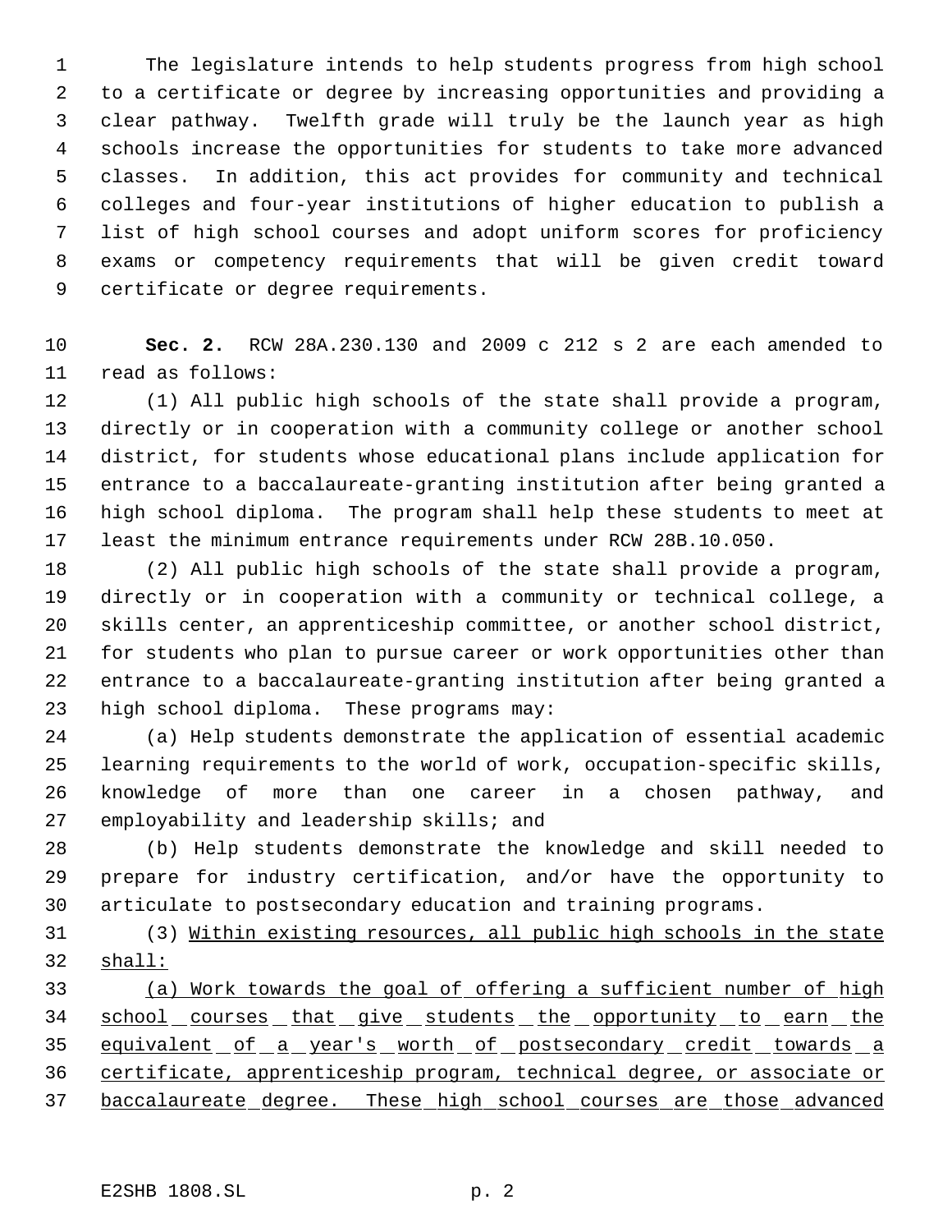The legislature intends to help students progress from high school to a certificate or degree by increasing opportunities and providing a clear pathway. Twelfth grade will truly be the launch year as high schools increase the opportunities for students to take more advanced classes. In addition, this act provides for community and technical colleges and four-year institutions of higher education to publish a list of high school courses and adopt uniform scores for proficiency exams or competency requirements that will be given credit toward certificate or degree requirements.

**Sec. 2.** RCW 28A.230.130 and 2009 c 212 s 2 are each amended to read as follows:

(1) All public high schools of the state shall provide a program, directly or in cooperation with a community college or another school district, for students whose educational plans include application for entrance to a baccalaureate-granting institution after being granted a high school diploma. The program shall help these students to meet at least the minimum entrance requirements under RCW 28B.10.050.

(2) All public high schools of the state shall provide a program, directly or in cooperation with a community or technical college, a skills center, an apprenticeship committee, or another school district, for students who plan to pursue career or work opportunities other than entrance to a baccalaureate-granting institution after being granted a high school diploma. These programs may:

(a) Help students demonstrate the application of essential academic learning requirements to the world of work, occupation-specific skills, knowledge of more than one career in a chosen pathway, and employability and leadership skills; and

(b) Help students demonstrate the knowledge and skill needed to prepare for industry certification, and/or have the opportunity to articulate to postsecondary education and training programs.

(3) <u>Within existing resources, all public high schools in the state shall:</u>

<u>(a) Work towards the goal of offering a sufficient number of high school courses that give students the opportunity to earn the equivalent of a year's worth of postsecondary credit towards a certificate, apprenticeship program, technical degree, or associate or baccalaureate degree. These high school courses are those advanced</u>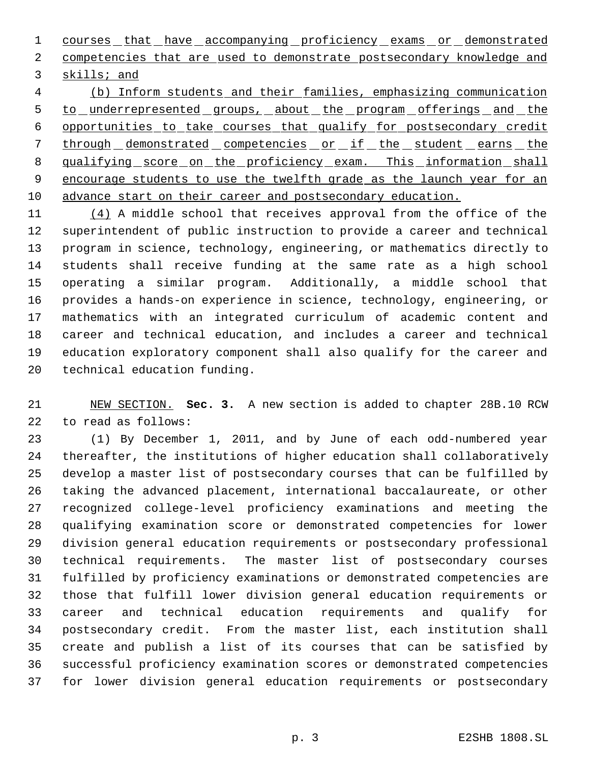courses that have accompanying proficiency exams or demonstrated competencies that are used to demonstrate postsecondary knowledge and skills; and

(b) Inform students and their families, emphasizing communication to underrepresented groups, about the program offerings and the opportunities to take courses that qualify for postsecondary credit through demonstrated competencies or if the student earns the qualifying score on the proficiency exam. This information shall encourage students to use the twelfth grade as the launch year for an advance start on their career and postsecondary education.

(4) A middle school that receives approval from the office of the superintendent of public instruction to provide a career and technical program in science, technology, engineering, or mathematics directly to students shall receive funding at the same rate as a high school operating a similar program. Additionally, a middle school that provides a hands-on experience in science, technology, engineering, or mathematics with an integrated curriculum of academic content and career and technical education, and includes a career and technical education exploratory component shall also qualify for the career and technical education funding.

NEW SECTION. **Sec. 3.** A new section is added to chapter 28B.10 RCW to read as follows:

(1) By December 1, 2011, and by June of each odd-numbered year thereafter, the institutions of higher education shall collaboratively develop a master list of postsecondary courses that can be fulfilled by taking the advanced placement, international baccalaureate, or other recognized college-level proficiency examinations and meeting the qualifying examination score or demonstrated competencies for lower division general education requirements or postsecondary professional technical requirements. The master list of postsecondary courses fulfilled by proficiency examinations or demonstrated competencies are those that fulfill lower division general education requirements or career and technical education requirements and qualify for postsecondary credit. From the master list, each institution shall create and publish a list of its courses that can be satisfied by successful proficiency examination scores or demonstrated competencies for lower division general education requirements or postsecondary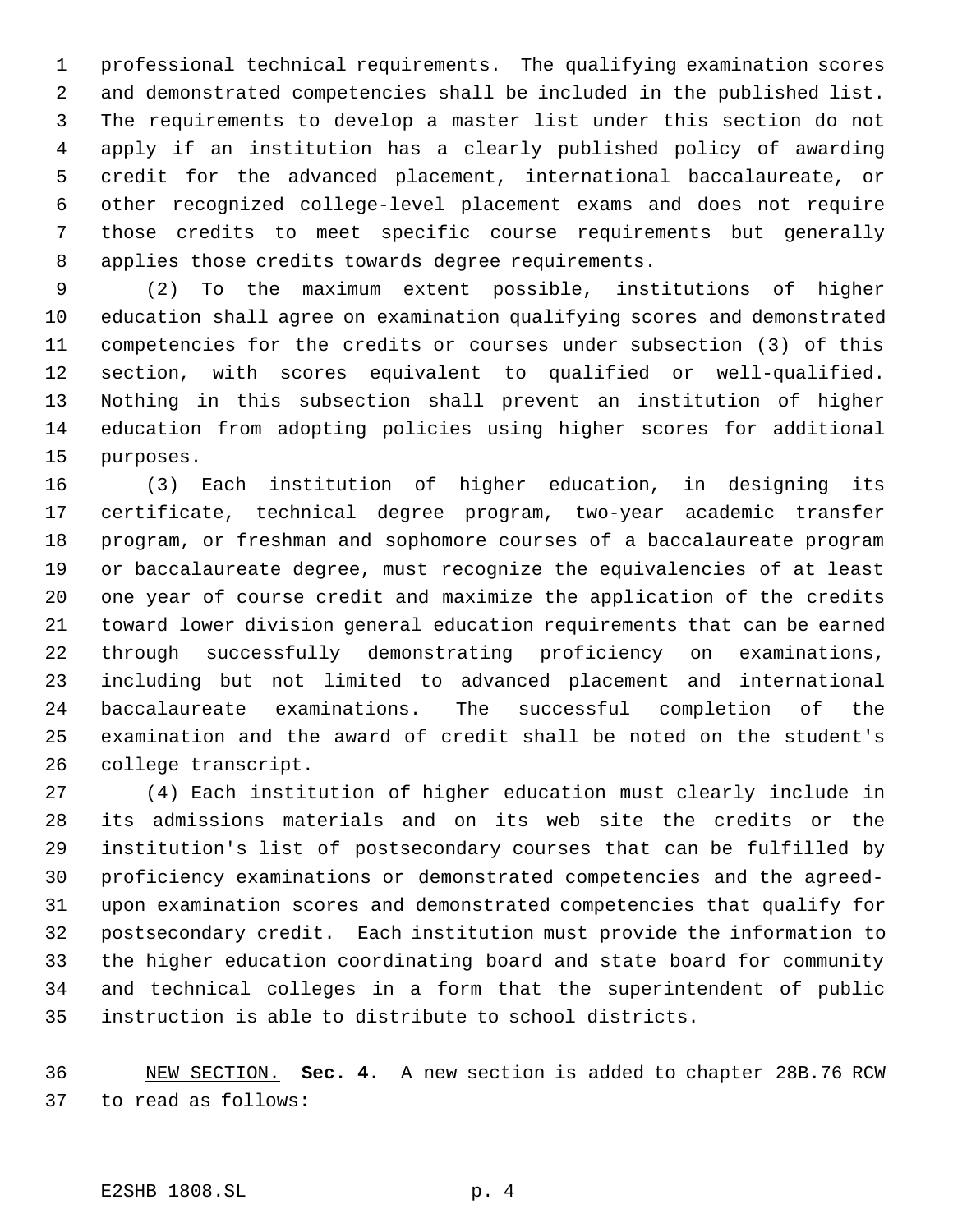professional technical requirements. The qualifying examination scores and demonstrated competencies shall be included in the published list. The requirements to develop a master list under this section do not apply if an institution has a clearly published policy of awarding credit for the advanced placement, international baccalaureate, or other recognized college-level placement exams and does not require those credits to meet specific course requirements but generally applies those credits towards degree requirements.

(2) To the maximum extent possible, institutions of higher education shall agree on examination qualifying scores and demonstrated competencies for the credits or courses under subsection (3) of this section, with scores equivalent to qualified or well-qualified. Nothing in this subsection shall prevent an institution of higher education from adopting policies using higher scores for additional purposes.

(3) Each institution of higher education, in designing its certificate, technical degree program, two-year academic transfer program, or freshman and sophomore courses of a baccalaureate program or baccalaureate degree, must recognize the equivalencies of at least one year of course credit and maximize the application of the credits toward lower division general education requirements that can be earned through successfully demonstrating proficiency on examinations, including but not limited to advanced placement and international baccalaureate examinations. The successful completion of the examination and the award of credit shall be noted on the student's college transcript.

(4) Each institution of higher education must clearly include in its admissions materials and on its web site the credits or the institution's list of postsecondary courses that can be fulfilled by proficiency examinations or demonstrated competencies and the agreed-upon examination scores and demonstrated competencies that qualify for postsecondary credit. Each institution must provide the information to the higher education coordinating board and state board for community and technical colleges in a form that the superintendent of public instruction is able to distribute to school districts.

NEW SECTION. **Sec. 4.** A new section is added to chapter 28B.76 RCW to read as follows: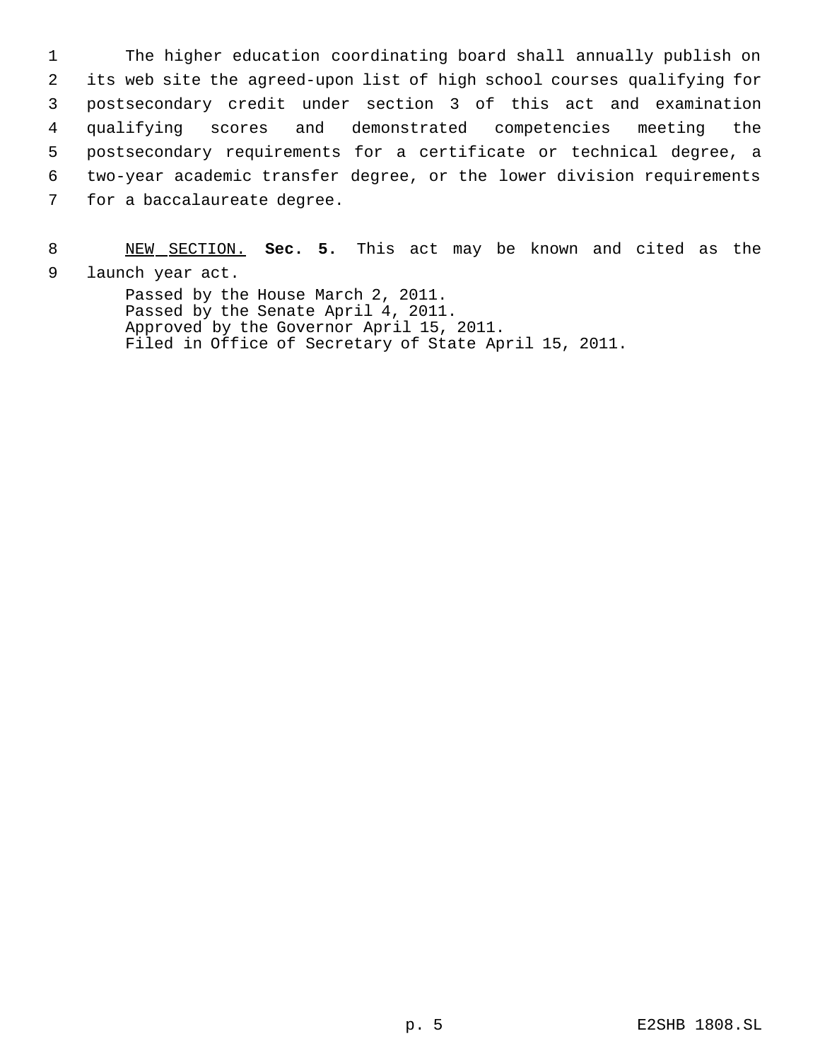The higher education coordinating board shall annually publish on its web site the agreed-upon list of high school courses qualifying for postsecondary credit under section 3 of this act and examination qualifying scores and demonstrated competencies meeting the postsecondary requirements for a certificate or technical degree, a two-year academic transfer degree, or the lower division requirements for a baccalaureate degree.

NEW SECTION. **Sec. 5.** This act may be known and cited as the launch year act.

Passed by the House March 2, 2011.
Passed by the Senate April 4, 2011.
Approved by the Governor April 15, 2011.
Filed in Office of Secretary of State April 15, 2011.